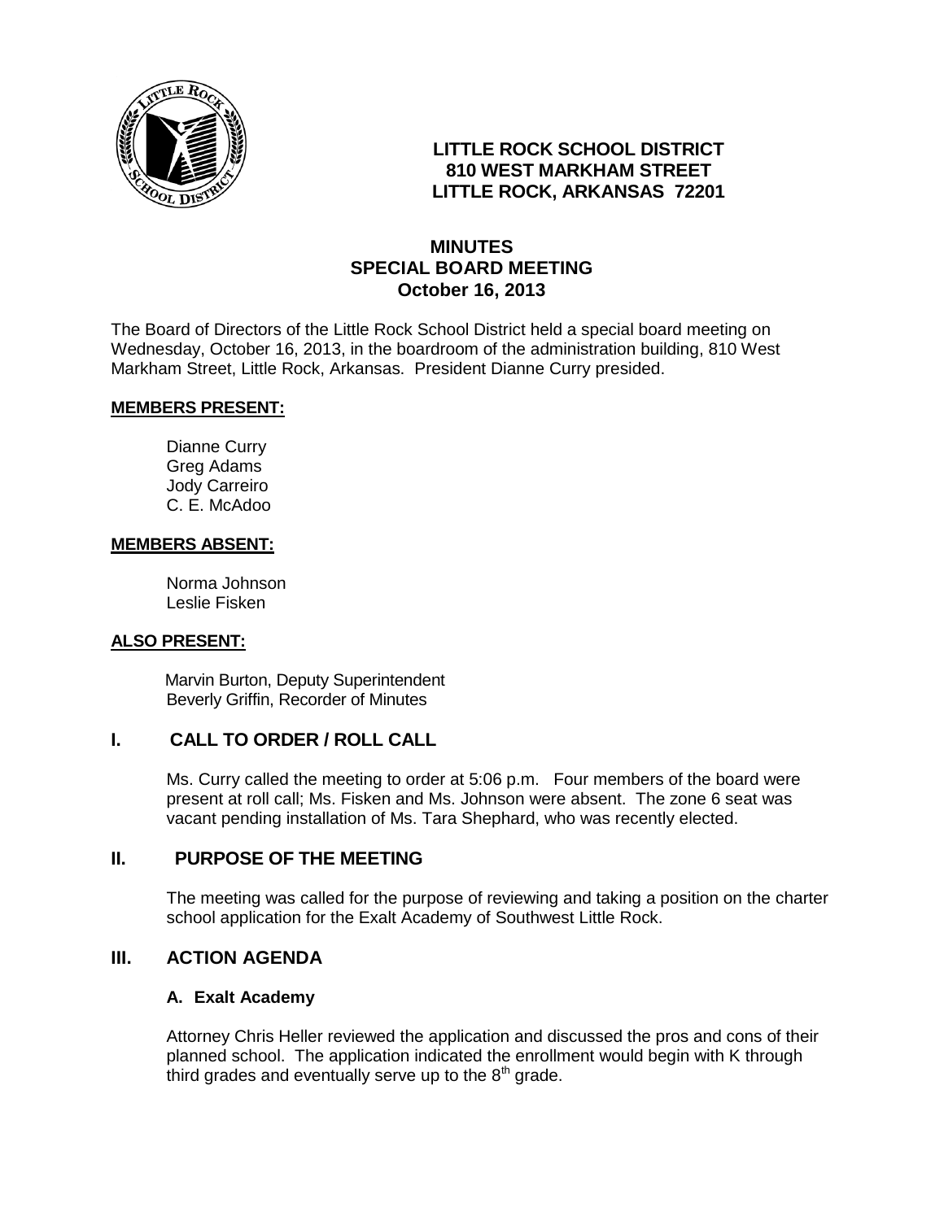**LITTLE ROCK SCHOOL DISTRICT**
**810 WEST MARKHAM STREET**
**LITTLE ROCK, ARKANSAS 72201**

# MINUTES
## SPECIAL BOARD MEETING
### October 16, 2013

The Board of Directors of the Little Rock School District held a special board meeting on Wednesday, October 16, 2013, in the boardroom of the administration building, 810 West Markham Street, Little Rock, Arkansas. President Dianne Curry presided.

**MEMBERS PRESENT:**

Dianne Curry
Greg Adams
Jody Carreiro
C. E. McAdoo

**MEMBERS ABSENT:**

Norma Johnson
Leslie Fisken

**ALSO PRESENT:**

Marvin Burton, Deputy Superintendent
Beverly Griffin, Recorder of Minutes

## I. CALL TO ORDER / ROLL CALL

Ms. Curry called the meeting to order at 5:06 p.m. Four members of the board were present at roll call; Ms. Fisken and Ms. Johnson were absent. The zone 6 seat was vacant pending installation of Ms. Tara Shephard, who was recently elected.

## II. PURPOSE OF THE MEETING

The meeting was called for the purpose of reviewing and taking a position on the charter school application for the Exalt Academy of Southwest Little Rock.

## III. ACTION AGENDA

### A. Exalt Academy

Attorney Chris Heller reviewed the application and discussed the pros and cons of their planned school. The application indicated the enrollment would begin with K through third grades and eventually serve up to the 8th grade.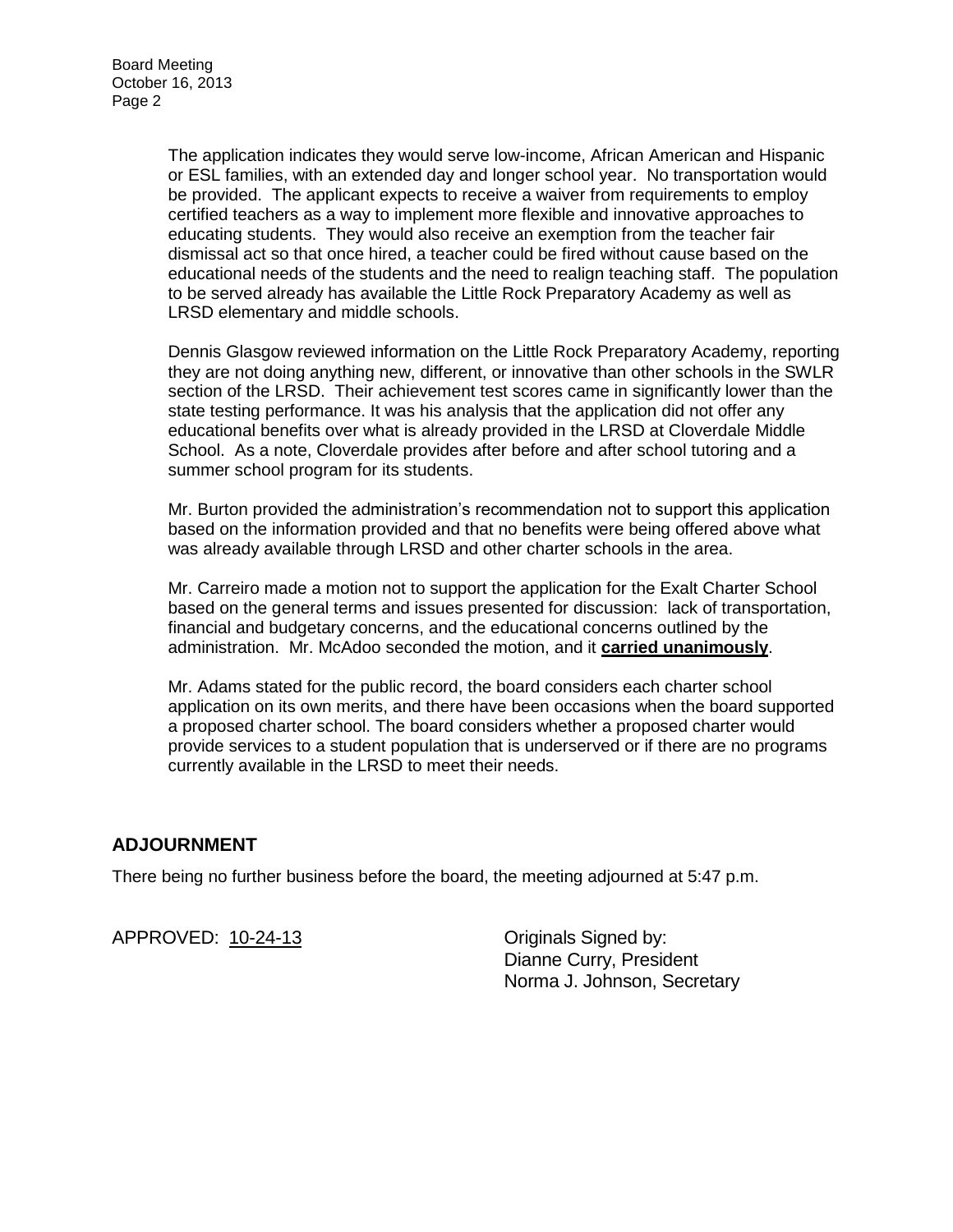The application indicates they would serve low-income, African American and Hispanic or ESL families, with an extended day and longer school year. No transportation would be provided. The applicant expects to receive a waiver from requirements to employ certified teachers as a way to implement more flexible and innovative approaches to educating students. They would also receive an exemption from the teacher fair dismissal act so that once hired, a teacher could be fired without cause based on the educational needs of the students and the need to realign teaching staff. The population to be served already has available the Little Rock Preparatory Academy as well as LRSD elementary and middle schools.

Dennis Glasgow reviewed information on the Little Rock Preparatory Academy, reporting they are not doing anything new, different, or innovative than other schools in the SWLR section of the LRSD. Their achievement test scores came in significantly lower than the state testing performance. It was his analysis that the application did not offer any educational benefits over what is already provided in the LRSD at Cloverdale Middle School. As a note, Cloverdale provides after before and after school tutoring and a summer school program for its students.

Mr. Burton provided the administration's recommendation not to support this application based on the information provided and that no benefits were being offered above what was already available through LRSD and other charter schools in the area.

Mr. Carreiro made a motion not to support the application for the Exalt Charter School based on the general terms and issues presented for discussion: lack of transportation, financial and budgetary concerns, and the educational concerns outlined by the administration. Mr. McAdoo seconded the motion, and it **carried unanimously**.

Mr. Adams stated for the public record, the board considers each charter school application on its own merits, and there have been occasions when the board supported a proposed charter school. The board considers whether a proposed charter would provide services to a student population that is underserved or if there are no programs currently available in the LRSD to meet their needs.

## ADJOURNMENT

There being no further business before the board, the meeting adjourned at 5:47 p.m.

APPROVED: 10-24-13

Originals Signed by:
Dianne Curry, President
Norma J. Johnson, Secretary